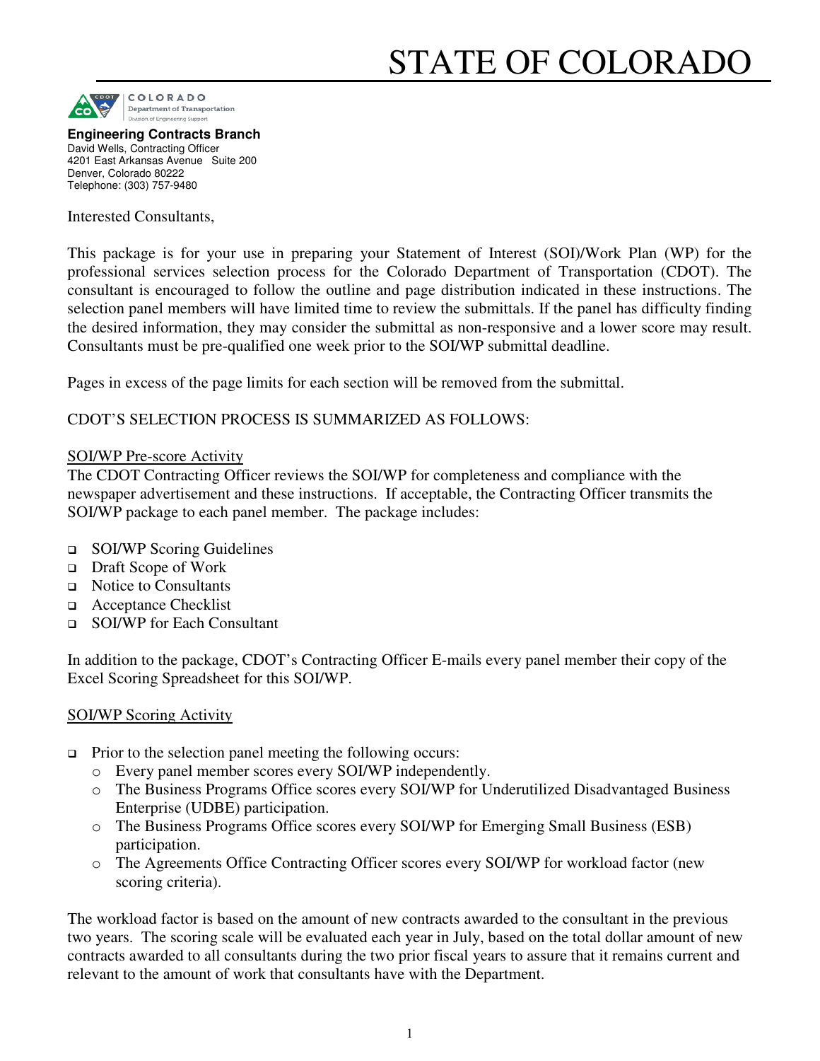# STATE OF COLORADO

COLORADO
Department of Transportation
Division of Engineering Support

**Engineering Contracts Branch**
David Wells, Contracting Officer
4201 East Arkansas Avenue Suite 200
Denver, Colorado 80222
Telephone: (303) 757-9480

Interested Consultants,

This package is for your use in preparing your Statement of Interest (SOI)/Work Plan (WP) for the professional services selection process for the Colorado Department of Transportation (CDOT). The consultant is encouraged to follow the outline and page distribution indicated in these instructions. The selection panel members will have limited time to review the submittals. If the panel has difficulty finding the desired information, they may consider the submittal as non-responsive and a lower score may result. Consultants must be pre-qualified one week prior to the SOI/WP submittal deadline.

Pages in excess of the page limits for each section will be removed from the submittal.

CDOT'S SELECTION PROCESS IS SUMMARIZED AS FOLLOWS:

<u>SOI/WP Pre-score Activity</u>

The CDOT Contracting Officer reviews the SOI/WP for completeness and compliance with the newspaper advertisement and these instructions. If acceptable, the Contracting Officer transmits the SOI/WP package to each panel member. The package includes:

- SOI/WP Scoring Guidelines
- Draft Scope of Work
- Notice to Consultants
- Acceptance Checklist
- SOI/WP for Each Consultant

In addition to the package, CDOT's Contracting Officer E-mails every panel member their copy of the Excel Scoring Spreadsheet for this SOI/WP.

<u>SOI/WP Scoring Activity</u>

- Prior to the selection panel meeting the following occurs:
  - Every panel member scores every SOI/WP independently.
  - The Business Programs Office scores every SOI/WP for Underutilized Disadvantaged Business Enterprise (UDBE) participation.
  - The Business Programs Office scores every SOI/WP for Emerging Small Business (ESB) participation.
  - The Agreements Office Contracting Officer scores every SOI/WP for workload factor (new scoring criteria).

The workload factor is based on the amount of new contracts awarded to the consultant in the previous two years. The scoring scale will be evaluated each year in July, based on the total dollar amount of new contracts awarded to all consultants during the two prior fiscal years to assure that it remains current and relevant to the amount of work that consultants have with the Department.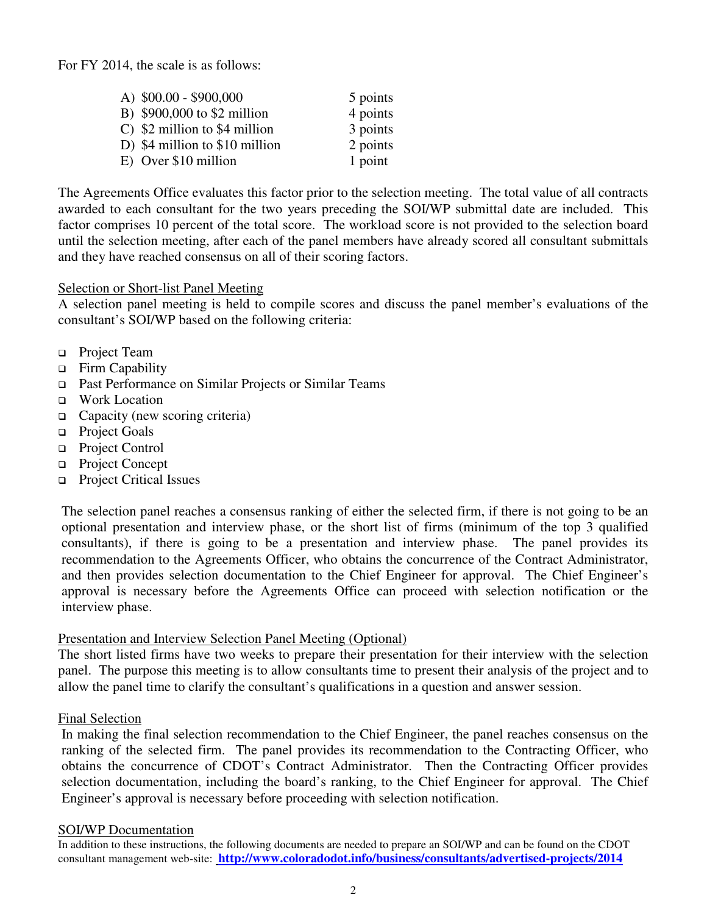For FY 2014, the scale is as follows:

| | |
|---|---|
| A) $00.00 - $900,000 | 5 points |
| B) $900,000 to $2 million | 4 points |
| C) $2 million to $4 million | 3 points |
| D) $4 million to $10 million | 2 points |
| E) Over $10 million | 1 point |

The Agreements Office evaluates this factor prior to the selection meeting. The total value of all contracts awarded to each consultant for the two years preceding the SOI/WP submittal date are included. This factor comprises 10 percent of the total score. The workload score is not provided to the selection board until the selection meeting, after each of the panel members have already scored all consultant submittals and they have reached consensus on all of their scoring factors.

Selection or Short-list Panel Meeting

A selection panel meeting is held to compile scores and discuss the panel member's evaluations of the consultant's SOI/WP based on the following criteria:

- Project Team
- Firm Capability
- Past Performance on Similar Projects or Similar Teams
- Work Location
- Capacity (new scoring criteria)
- Project Goals
- Project Control
- Project Concept
- Project Critical Issues

The selection panel reaches a consensus ranking of either the selected firm, if there is not going to be an optional presentation and interview phase, or the short list of firms (minimum of the top 3 qualified consultants), if there is going to be a presentation and interview phase. The panel provides its recommendation to the Agreements Officer, who obtains the concurrence of the Contract Administrator, and then provides selection documentation to the Chief Engineer for approval. The Chief Engineer's approval is necessary before the Agreements Office can proceed with selection notification or the interview phase.

Presentation and Interview Selection Panel Meeting (Optional)

The short listed firms have two weeks to prepare their presentation for their interview with the selection panel. The purpose this meeting is to allow consultants time to present their analysis of the project and to allow the panel time to clarify the consultant's qualifications in a question and answer session.

Final Selection

In making the final selection recommendation to the Chief Engineer, the panel reaches consensus on the ranking of the selected firm. The panel provides its recommendation to the Contracting Officer, who obtains the concurrence of CDOT's Contract Administrator. Then the Contracting Officer provides selection documentation, including the board's ranking, to the Chief Engineer for approval. The Chief Engineer's approval is necessary before proceeding with selection notification.

SOI/WP Documentation

In addition to these instructions, the following documents are needed to prepare an SOI/WP and can be found on the CDOT consultant management web-site: **http://www.coloradodot.info/business/consultants/advertised-projects/2014**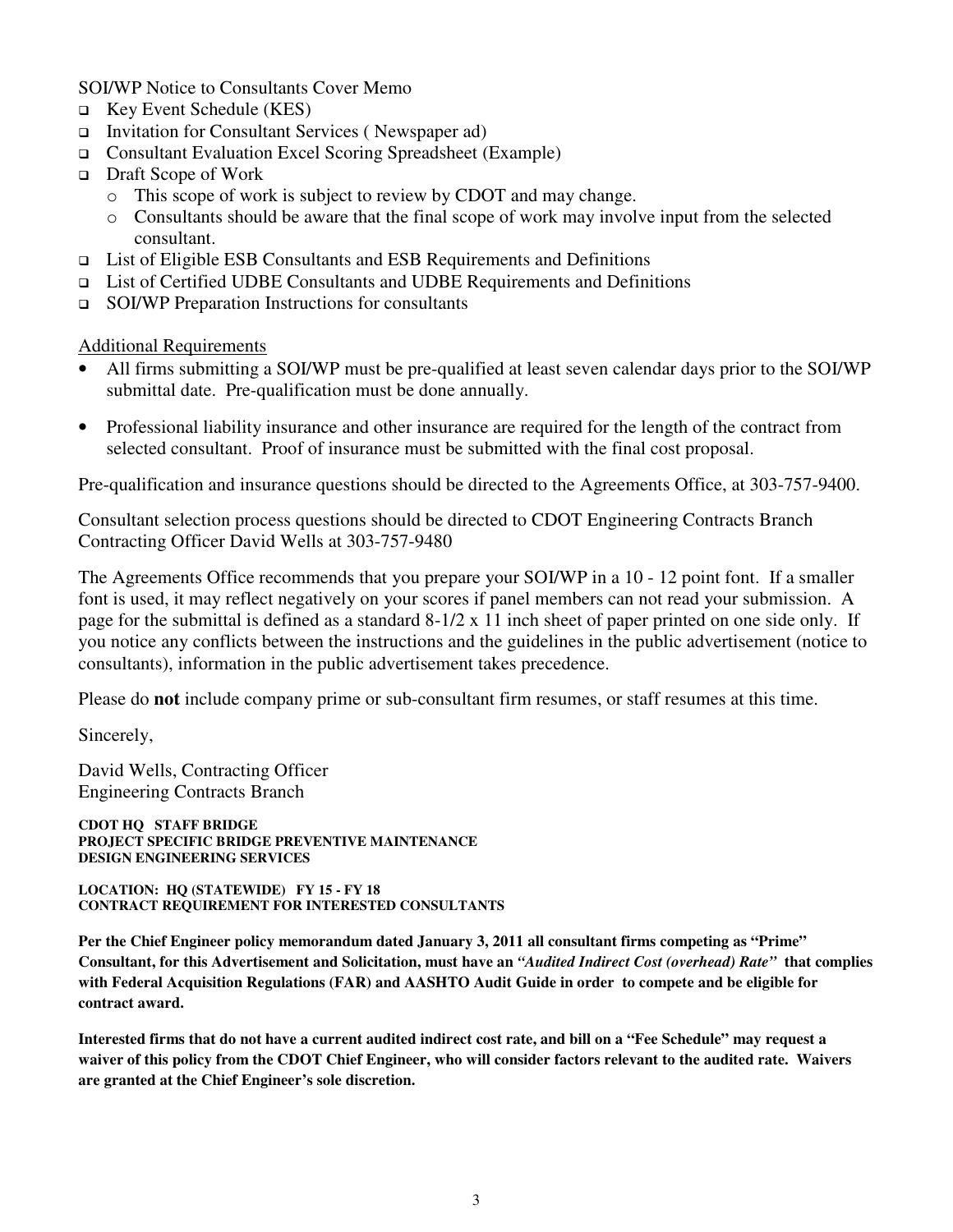SOI/WP Notice to Consultants Cover Memo

- Key Event Schedule (KES)
- Invitation for Consultant Services ( Newspaper ad)
- Consultant Evaluation Excel Scoring Spreadsheet (Example)
- Draft Scope of Work
  - This scope of work is subject to review by CDOT and may change.
  - Consultants should be aware that the final scope of work may involve input from the selected consultant.
- List of Eligible ESB Consultants and ESB Requirements and Definitions
- List of Certified UDBE Consultants and UDBE Requirements and Definitions
- SOI/WP Preparation Instructions for consultants

<u>Additional Requirements</u>

- All firms submitting a SOI/WP must be pre-qualified at least seven calendar days prior to the SOI/WP submittal date. Pre-qualification must be done annually.
- Professional liability insurance and other insurance are required for the length of the contract from selected consultant. Proof of insurance must be submitted with the final cost proposal.

Pre-qualification and insurance questions should be directed to the Agreements Office, at 303-757-9400.

Consultant selection process questions should be directed to CDOT Engineering Contracts Branch Contracting Officer David Wells at 303-757-9480

The Agreements Office recommends that you prepare your SOI/WP in a 10 - 12 point font. If a smaller font is used, it may reflect negatively on your scores if panel members can not read your submission. A page for the submittal is defined as a standard 8-1/2 x 11 inch sheet of paper printed on one side only. If you notice any conflicts between the instructions and the guidelines in the public advertisement (notice to consultants), information in the public advertisement takes precedence.

Please do **not** include company prime or sub-consultant firm resumes, or staff resumes at this time.

Sincerely,

David Wells, Contracting Officer
Engineering Contracts Branch

**CDOT HQ STAFF BRIDGE**
**PROJECT SPECIFIC BRIDGE PREVENTIVE MAINTENANCE**
**DESIGN ENGINEERING SERVICES**

**LOCATION: HQ (STATEWIDE) FY 15 - FY 18**
**CONTRACT REQUIREMENT FOR INTERESTED CONSULTANTS**

**Per the Chief Engineer policy memorandum dated January 3, 2011 all consultant firms competing as "Prime" Consultant, for this Advertisement and Solicitation, must have an *"Audited Indirect Cost (overhead) Rate"* that complies with Federal Acquisition Regulations (FAR) and AASHTO Audit Guide in order to compete and be eligible for contract award.**

**Interested firms that do not have a current audited indirect cost rate, and bill on a "Fee Schedule" may request a waiver of this policy from the CDOT Chief Engineer, who will consider factors relevant to the audited rate. Waivers are granted at the Chief Engineer's sole discretion.**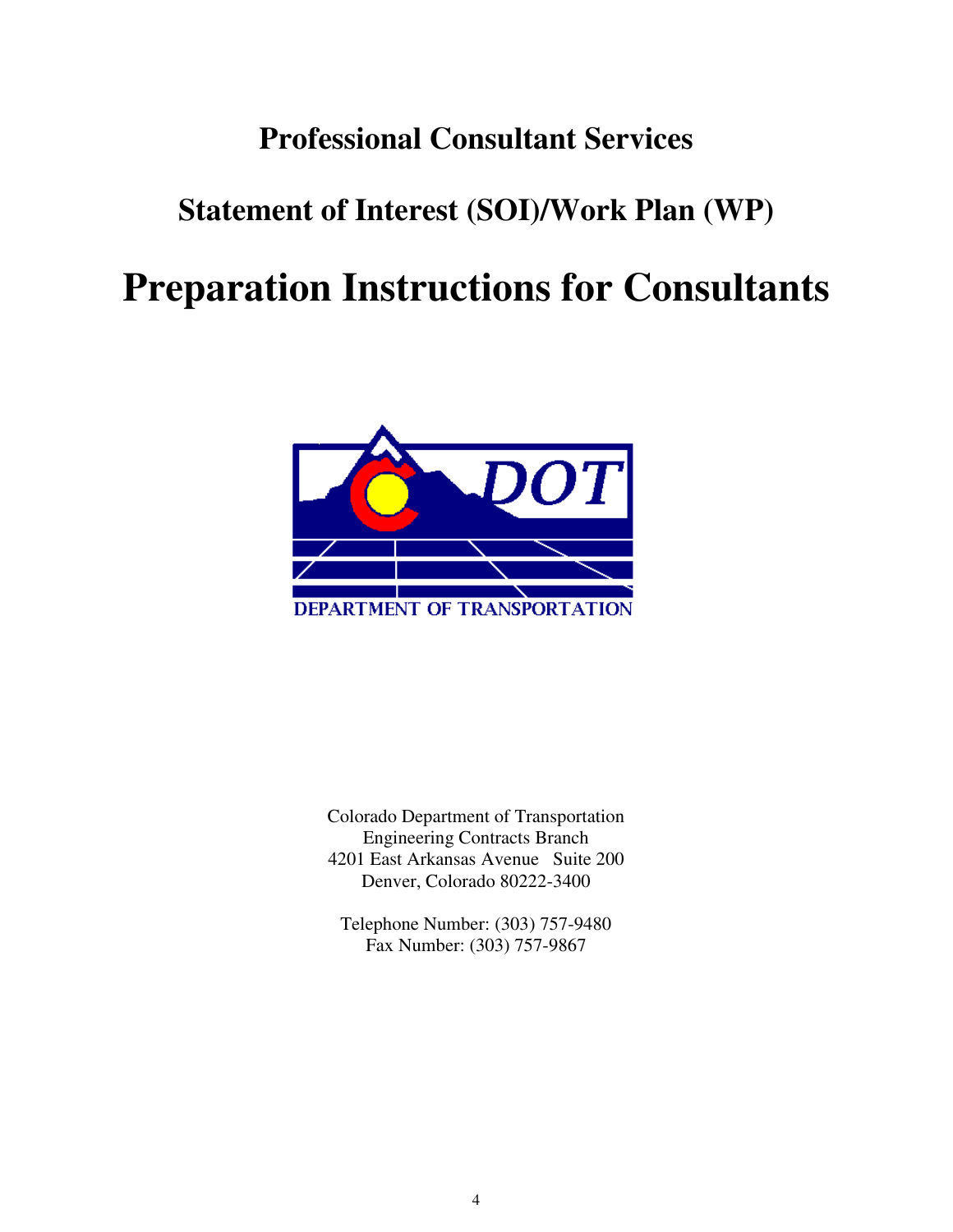# Professional Consultant Services

## Statement of Interest (SOI)/Work Plan (WP)

# Preparation Instructions for Consultants

DEPARTMENT OF TRANSPORTATION

Colorado Department of Transportation
Engineering Contracts Branch
4201 East Arkansas Avenue Suite 200
Denver, Colorado 80222-3400

Telephone Number: (303) 757-9480
Fax Number: (303) 757-9867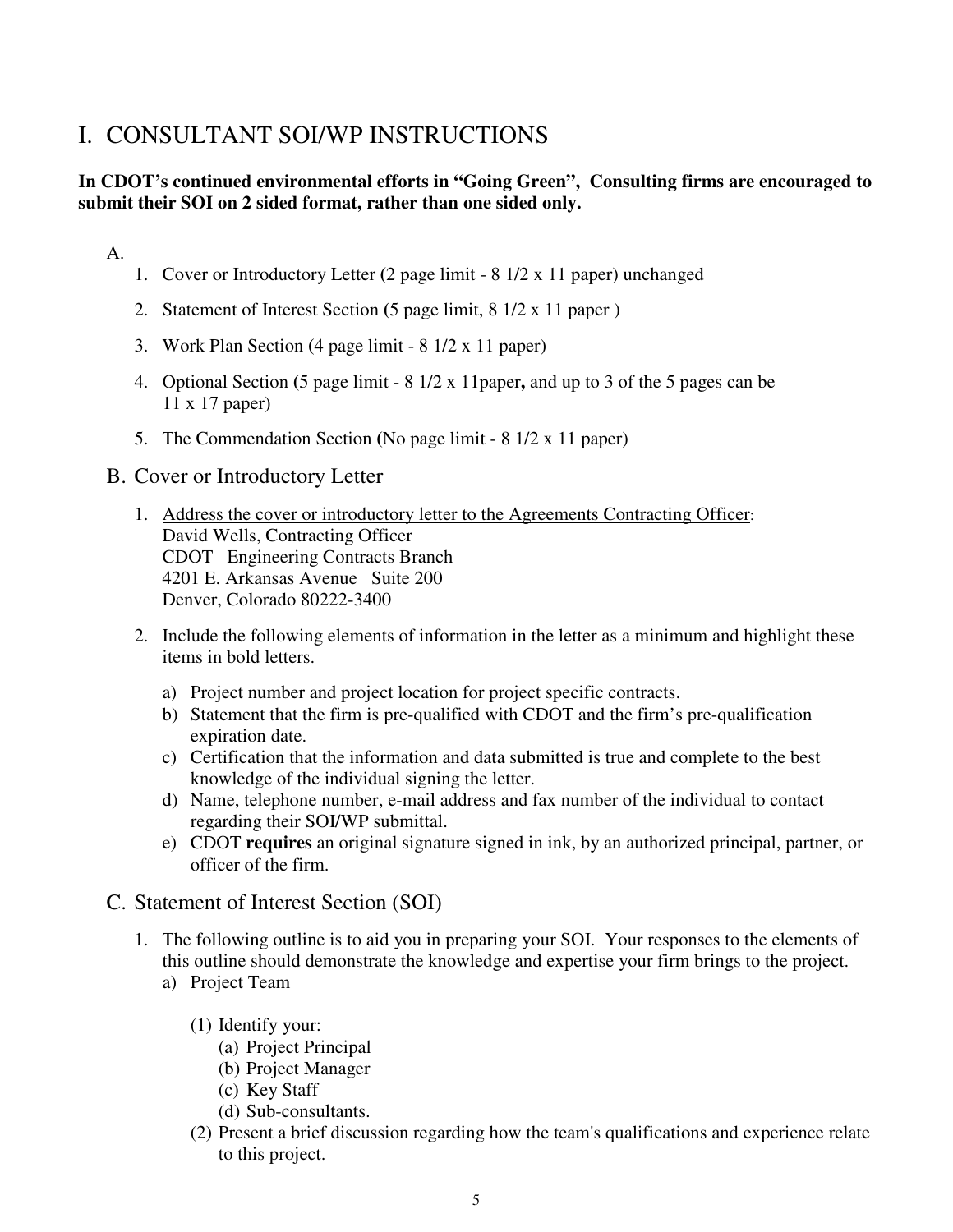# I. CONSULTANT SOI/WP INSTRUCTIONS

**In CDOT's continued environmental efforts in "Going Green", Consulting firms are encouraged to submit their SOI on 2 sided format, rather than one sided only.**

A.

1. Cover or Introductory Letter (2 page limit - 8 1/2 x 11 paper) unchanged
2. Statement of Interest Section (5 page limit, 8 1/2 x 11 paper )
3. Work Plan Section (4 page limit - 8 1/2 x 11 paper)
4. Optional Section (5 page limit - 8 1/2 x 11paper**,** and up to 3 of the 5 pages can be 11 x 17 paper)
5. The Commendation Section (No page limit - 8 1/2 x 11 paper)

## B. Cover or Introductory Letter

1. Address the cover or introductory letter to the Agreements Contracting Officer:
   David Wells, Contracting Officer
   CDOT Engineering Contracts Branch
   4201 E. Arkansas Avenue Suite 200
   Denver, Colorado 80222-3400
2. Include the following elements of information in the letter as a minimum and highlight these items in bold letters.
   a) Project number and project location for project specific contracts.
   b) Statement that the firm is pre-qualified with CDOT and the firm's pre-qualification expiration date.
   c) Certification that the information and data submitted is true and complete to the best knowledge of the individual signing the letter.
   d) Name, telephone number, e-mail address and fax number of the individual to contact regarding their SOI/WP submittal.
   e) CDOT **requires** an original signature signed in ink, by an authorized principal, partner, or officer of the firm.

## C. Statement of Interest Section (SOI)

1. The following outline is to aid you in preparing your SOI. Your responses to the elements of this outline should demonstrate the knowledge and expertise your firm brings to the project.
   a) Project Team
      (1) Identify your:
         (a) Project Principal
         (b) Project Manager
         (c) Key Staff
         (d) Sub-consultants.
      (2) Present a brief discussion regarding how the team's qualifications and experience relate to this project.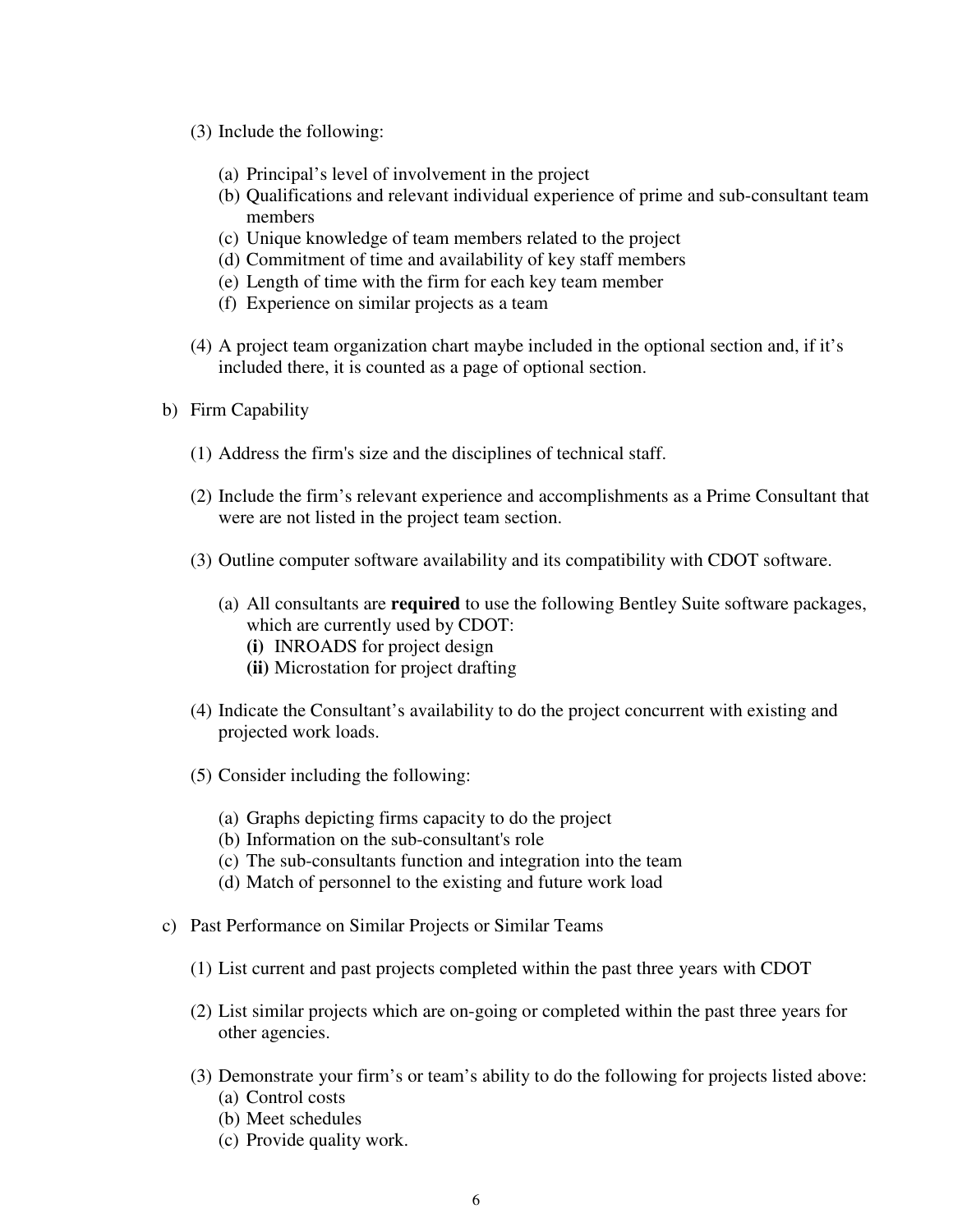(3) Include the following:

   (a) Principal's level of involvement in the project
   (b) Qualifications and relevant individual experience of prime and sub-consultant team members
   (c) Unique knowledge of team members related to the project
   (d) Commitment of time and availability of key staff members
   (e) Length of time with the firm for each key team member
   (f) Experience on similar projects as a team

(4) A project team organization chart maybe included in the optional section and, if it's included there, it is counted as a page of optional section.

b) Firm Capability

   (1) Address the firm's size and the disciplines of technical staff.

   (2) Include the firm's relevant experience and accomplishments as a Prime Consultant that were are not listed in the project team section.

   (3) Outline computer software availability and its compatibility with CDOT software.

      (a) All consultants are **required** to use the following Bentley Suite software packages, which are currently used by CDOT:
         **(i)** INROADS for project design
         **(ii)** Microstation for project drafting

   (4) Indicate the Consultant's availability to do the project concurrent with existing and projected work loads.

   (5) Consider including the following:

      (a) Graphs depicting firms capacity to do the project
      (b) Information on the sub-consultant's role
      (c) The sub-consultants function and integration into the team
      (d) Match of personnel to the existing and future work load

c) Past Performance on Similar Projects or Similar Teams

   (1) List current and past projects completed within the past three years with CDOT

   (2) List similar projects which are on-going or completed within the past three years for other agencies.

   (3) Demonstrate your firm's or team's ability to do the following for projects listed above:
      (a) Control costs
      (b) Meet schedules
      (c) Provide quality work.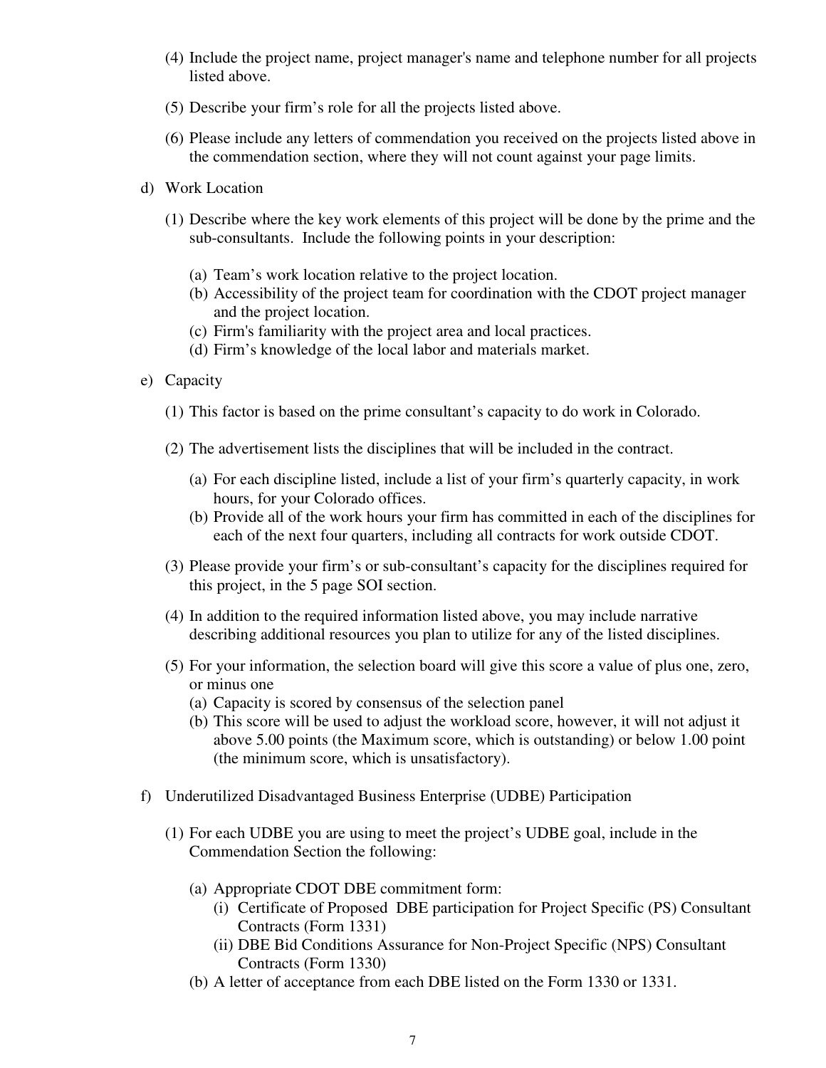(4) Include the project name, project manager's name and telephone number for all projects listed above.

(5) Describe your firm's role for all the projects listed above.

(6) Please include any letters of commendation you received on the projects listed above in the commendation section, where they will not count against your page limits.

d) Work Location

(1) Describe where the key work elements of this project will be done by the prime and the sub-consultants. Include the following points in your description:

(a) Team's work location relative to the project location.
(b) Accessibility of the project team for coordination with the CDOT project manager and the project location.
(c) Firm's familiarity with the project area and local practices.
(d) Firm's knowledge of the local labor and materials market.

e) Capacity

(1) This factor is based on the prime consultant's capacity to do work in Colorado.

(2) The advertisement lists the disciplines that will be included in the contract.

(a) For each discipline listed, include a list of your firm's quarterly capacity, in work hours, for your Colorado offices.
(b) Provide all of the work hours your firm has committed in each of the disciplines for each of the next four quarters, including all contracts for work outside CDOT.

(3) Please provide your firm's or sub-consultant's capacity for the disciplines required for this project, in the 5 page SOI section.

(4) In addition to the required information listed above, you may include narrative describing additional resources you plan to utilize for any of the listed disciplines.

(5) For your information, the selection board will give this score a value of plus one, zero, or minus one
(a) Capacity is scored by consensus of the selection panel
(b) This score will be used to adjust the workload score, however, it will not adjust it above 5.00 points (the Maximum score, which is outstanding) or below 1.00 point (the minimum score, which is unsatisfactory).

f) Underutilized Disadvantaged Business Enterprise (UDBE) Participation

(1) For each UDBE you are using to meet the project's UDBE goal, include in the Commendation Section the following:

(a) Appropriate CDOT DBE commitment form:
(i) Certificate of Proposed DBE participation for Project Specific (PS) Consultant Contracts (Form 1331)
(ii) DBE Bid Conditions Assurance for Non-Project Specific (NPS) Consultant Contracts (Form 1330)
(b) A letter of acceptance from each DBE listed on the Form 1330 or 1331.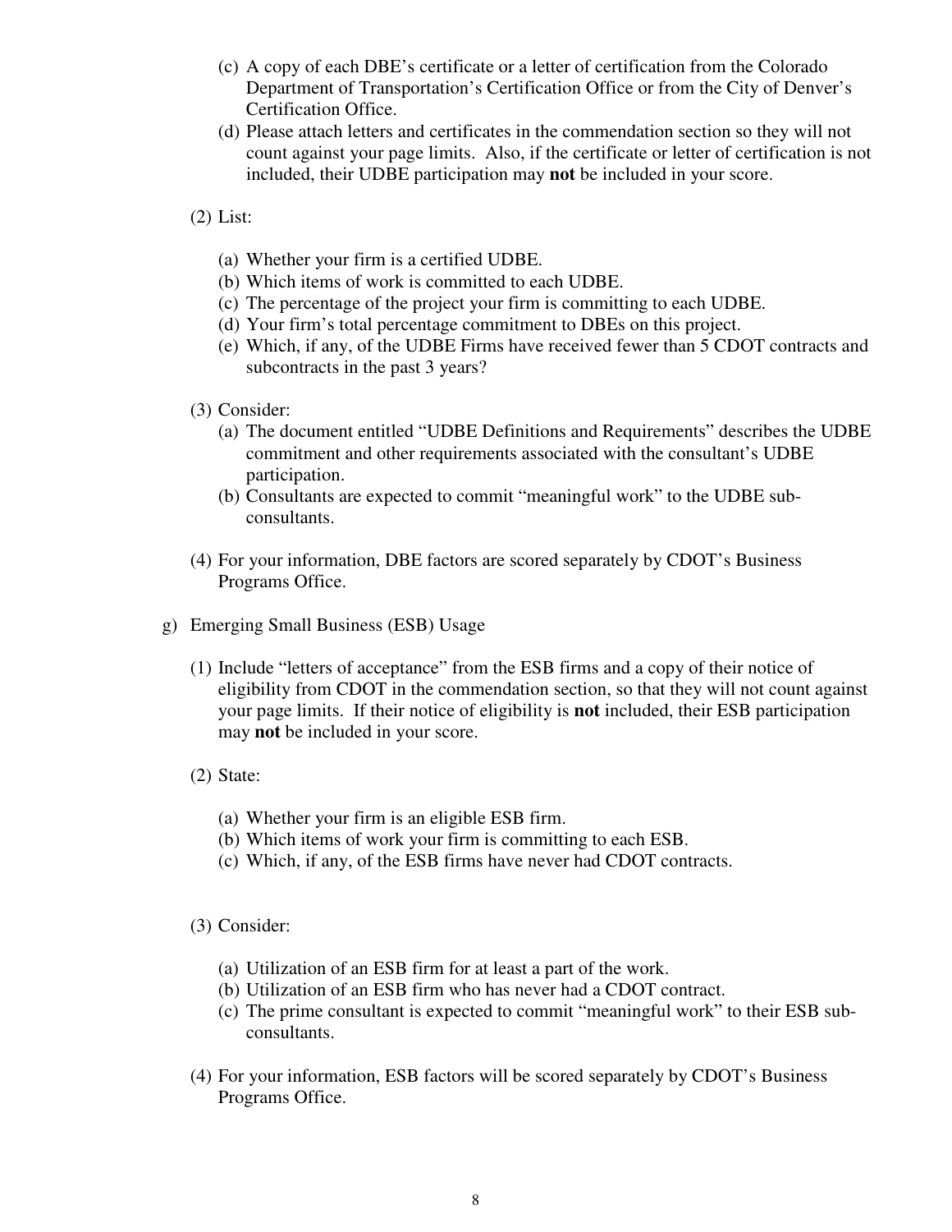(c) A copy of each DBE's certificate or a letter of certification from the Colorado Department of Transportation's Certification Office or from the City of Denver's Certification Office.

(d) Please attach letters and certificates in the commendation section so they will not count against your page limits. Also, if the certificate or letter of certification is not included, their UDBE participation may **not** be included in your score.

(2) List:

(a) Whether your firm is a certified UDBE.
(b) Which items of work is committed to each UDBE.
(c) The percentage of the project your firm is committing to each UDBE.
(d) Your firm's total percentage commitment to DBEs on this project.
(e) Which, if any, of the UDBE Firms have received fewer than 5 CDOT contracts and subcontracts in the past 3 years?

(3) Consider:

(a) The document entitled "UDBE Definitions and Requirements" describes the UDBE commitment and other requirements associated with the consultant's UDBE participation.
(b) Consultants are expected to commit "meaningful work" to the UDBE sub-consultants.

(4) For your information, DBE factors are scored separately by CDOT's Business Programs Office.

g) Emerging Small Business (ESB) Usage

(1) Include "letters of acceptance" from the ESB firms and a copy of their notice of eligibility from CDOT in the commendation section, so that they will not count against your page limits. If their notice of eligibility is **not** included, their ESB participation may **not** be included in your score.

(2) State:

(a) Whether your firm is an eligible ESB firm.
(b) Which items of work your firm is committing to each ESB.
(c) Which, if any, of the ESB firms have never had CDOT contracts.

(3) Consider:

(a) Utilization of an ESB firm for at least a part of the work.
(b) Utilization of an ESB firm who has never had a CDOT contract.
(c) The prime consultant is expected to commit "meaningful work" to their ESB sub-consultants.

(4) For your information, ESB factors will be scored separately by CDOT's Business Programs Office.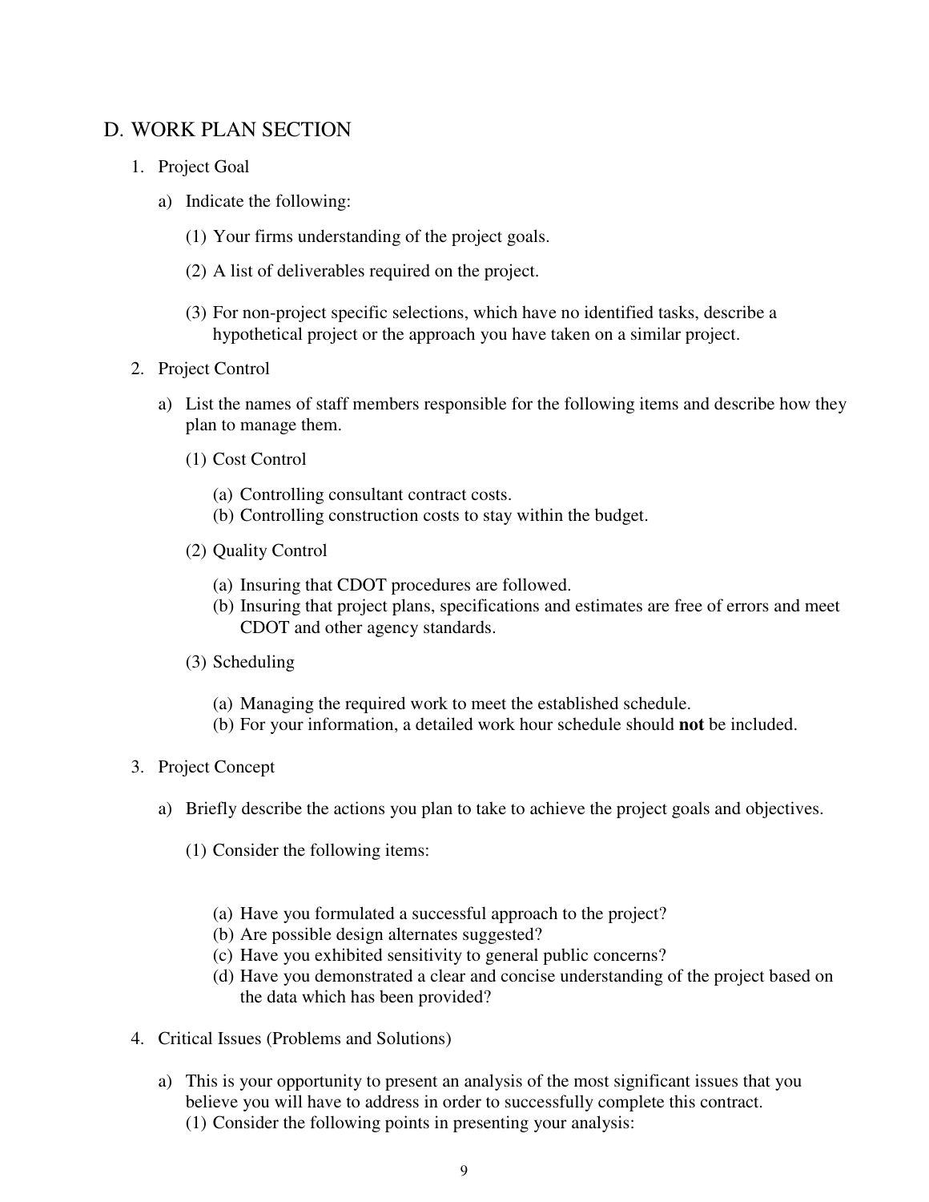## D. WORK PLAN SECTION

1. Project Goal

   a) Indicate the following:

      (1) Your firms understanding of the project goals.

      (2) A list of deliverables required on the project.

      (3) For non-project specific selections, which have no identified tasks, describe a hypothetical project or the approach you have taken on a similar project.

2. Project Control

   a) List the names of staff members responsible for the following items and describe how they plan to manage them.

      (1) Cost Control

         (a) Controlling consultant contract costs.
         (b) Controlling construction costs to stay within the budget.

      (2) Quality Control

         (a) Insuring that CDOT procedures are followed.
         (b) Insuring that project plans, specifications and estimates are free of errors and meet CDOT and other agency standards.

      (3) Scheduling

         (a) Managing the required work to meet the established schedule.
         (b) For your information, a detailed work hour schedule should **not** be included.

3. Project Concept

   a) Briefly describe the actions you plan to take to achieve the project goals and objectives.

      (1) Consider the following items:

         (a) Have you formulated a successful approach to the project?
         (b) Are possible design alternates suggested?
         (c) Have you exhibited sensitivity to general public concerns?
         (d) Have you demonstrated a clear and concise understanding of the project based on the data which has been provided?

4. Critical Issues (Problems and Solutions)

   a) This is your opportunity to present an analysis of the most significant issues that you believe you will have to address in order to successfully complete this contract.

      (1) Consider the following points in presenting your analysis: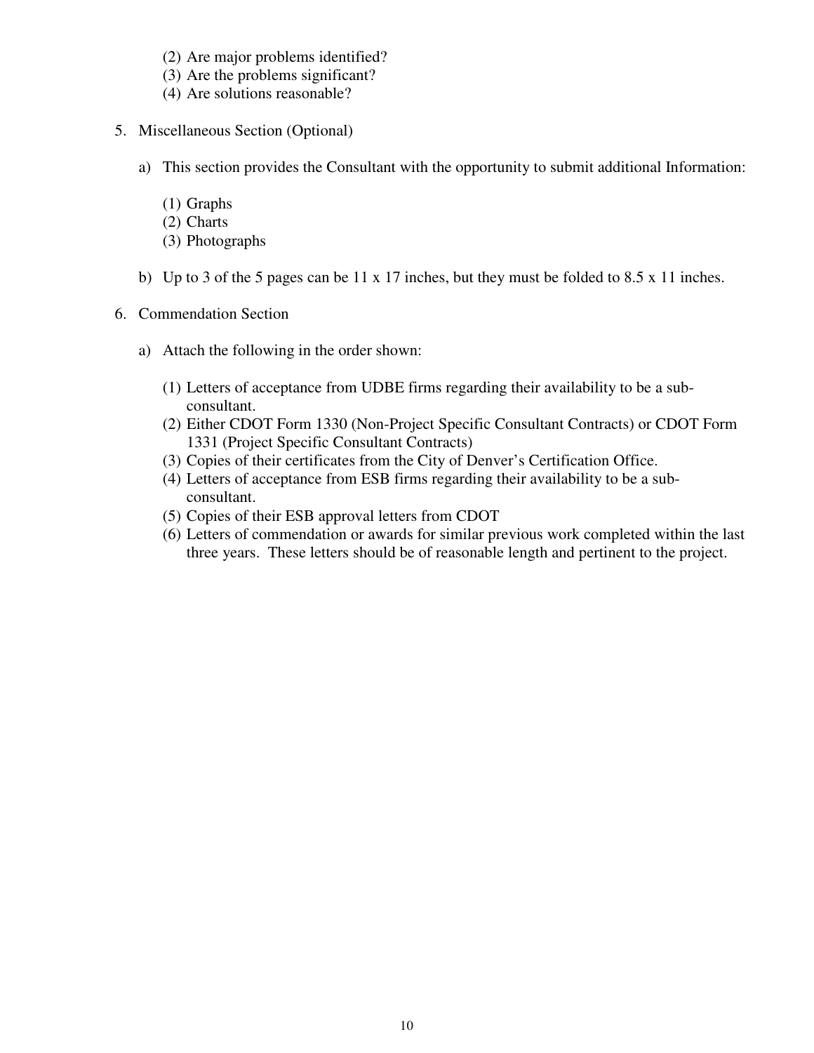(2) Are major problems identified?
(3) Are the problems significant?
(4) Are solutions reasonable?

5. Miscellaneous Section (Optional)

   a) This section provides the Consultant with the opportunity to submit additional Information:

      (1) Graphs
      (2) Charts
      (3) Photographs

   b) Up to 3 of the 5 pages can be 11 x 17 inches, but they must be folded to 8.5 x 11 inches.

6. Commendation Section

   a) Attach the following in the order shown:

      (1) Letters of acceptance from UDBE firms regarding their availability to be a sub-consultant.
      (2) Either CDOT Form 1330 (Non-Project Specific Consultant Contracts) or CDOT Form 1331 (Project Specific Consultant Contracts)
      (3) Copies of their certificates from the City of Denver's Certification Office.
      (4) Letters of acceptance from ESB firms regarding their availability to be a sub-consultant.
      (5) Copies of their ESB approval letters from CDOT
      (6) Letters of commendation or awards for similar previous work completed within the last three years. These letters should be of reasonable length and pertinent to the project.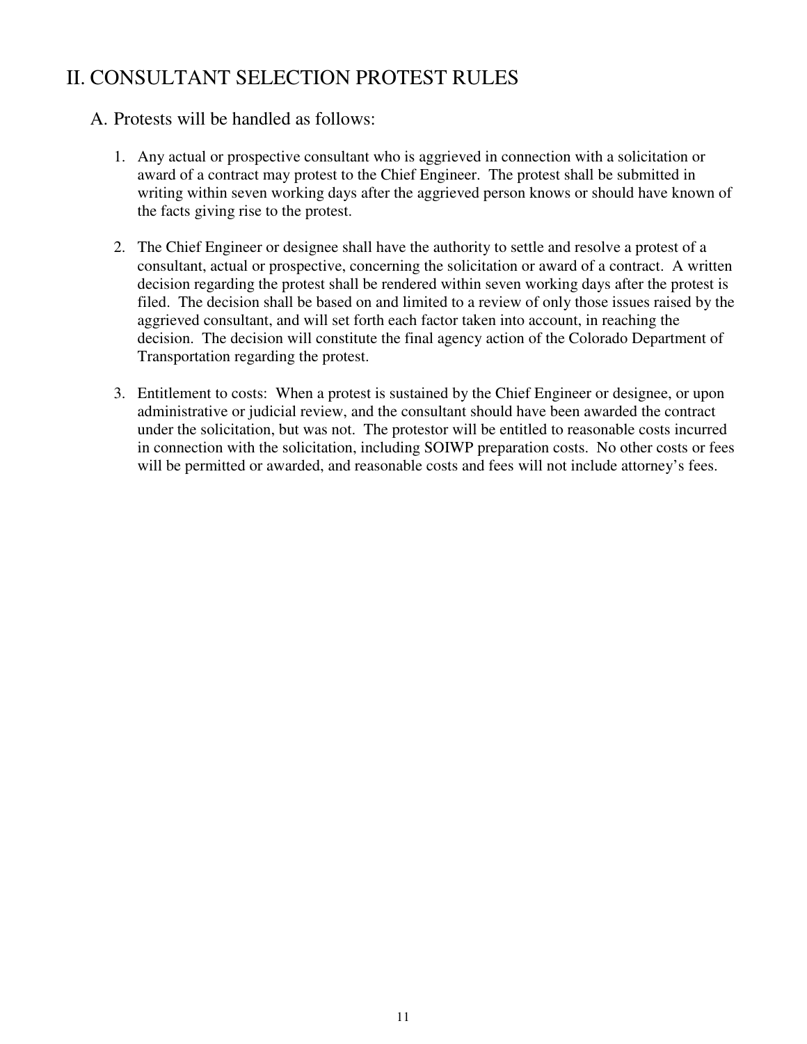# II. CONSULTANT SELECTION PROTEST RULES

## A. Protests will be handled as follows:

1. Any actual or prospective consultant who is aggrieved in connection with a solicitation or award of a contract may protest to the Chief Engineer. The protest shall be submitted in writing within seven working days after the aggrieved person knows or should have known of the facts giving rise to the protest.

2. The Chief Engineer or designee shall have the authority to settle and resolve a protest of a consultant, actual or prospective, concerning the solicitation or award of a contract. A written decision regarding the protest shall be rendered within seven working days after the protest is filed. The decision shall be based on and limited to a review of only those issues raised by the aggrieved consultant, and will set forth each factor taken into account, in reaching the decision. The decision will constitute the final agency action of the Colorado Department of Transportation regarding the protest.

3. Entitlement to costs: When a protest is sustained by the Chief Engineer or designee, or upon administrative or judicial review, and the consultant should have been awarded the contract under the solicitation, but was not. The protestor will be entitled to reasonable costs incurred in connection with the solicitation, including SOIWP preparation costs. No other costs or fees will be permitted or awarded, and reasonable costs and fees will not include attorney's fees.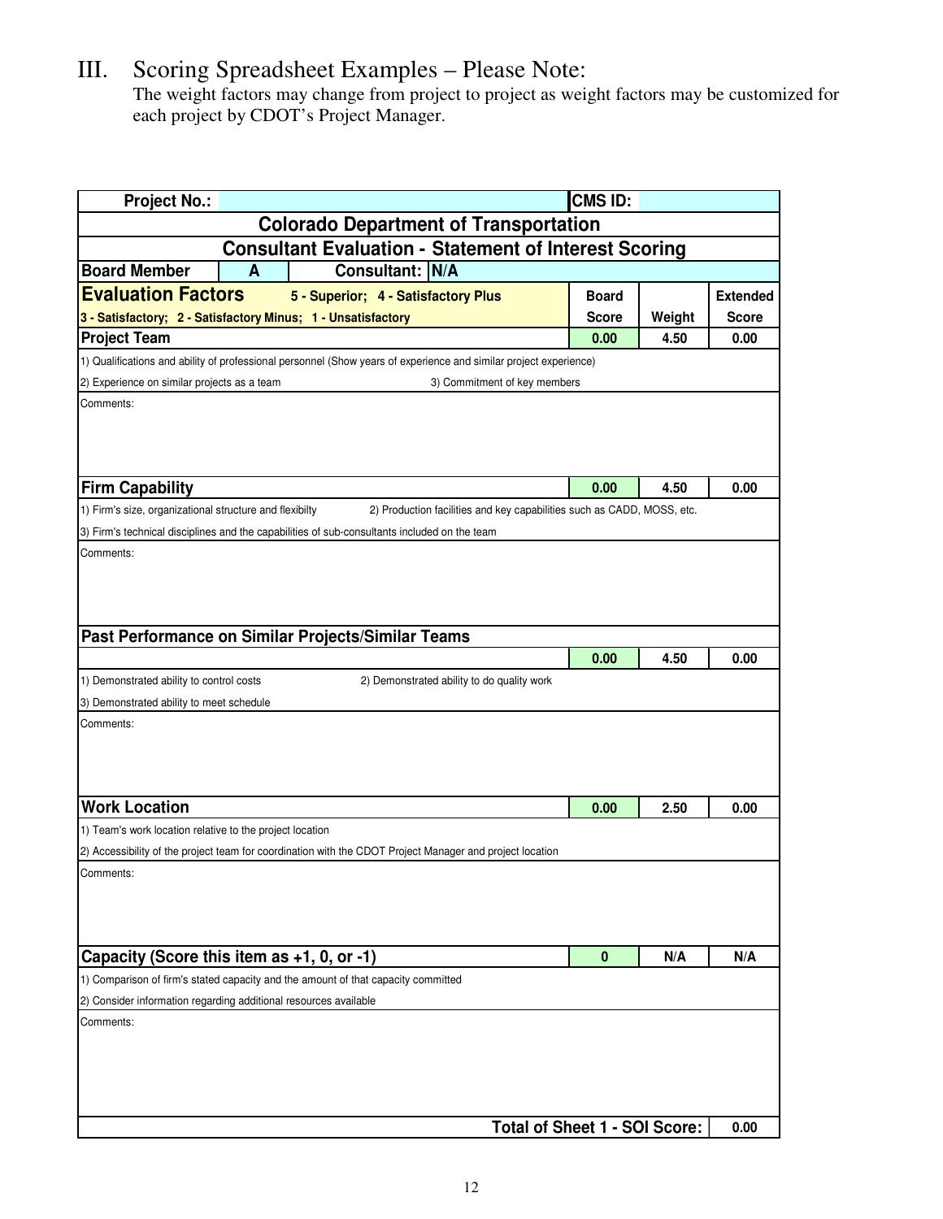# III. Scoring Spreadsheet Examples – Please Note:

The weight factors may change from project to project as weight factors may be customized for each project by CDOT's Project Manager.

| Project No.: | | | CMS ID: | | |
|---|---|---|---|---|---|
| **Colorado Department of Transportation** | | | | | |
| **Consultant Evaluation - Statement of Interest Scoring** | | | | | |
| **Board Member** | **A** | **Consultant: N/A** | | | |
| **Evaluation Factors** 5 - Superior; 4 - Satisfactory Plus<br>3 - Satisfactory; 2 - Satisfactory Minus; 1 - Unsatisfactory | | | **Board Score** | **Weight** | **Extended Score** |
| **Project Team** | | | **0.00** | **4.50** | **0.00** |
| 1) Qualifications and ability of professional personnel (Show years of experience and similar project experience) | | | | | |
| 2) Experience on similar projects as a team | | 3) Commitment of key members | | | |
| Comments: | | | | | |
| **Firm Capability** | | | **0.00** | **4.50** | **0.00** |
| 1) Firm's size, organizational structure and flexibilty | | 2) Production facilities and key capabilities such as CADD, MOSS, etc. | | | |
| 3) Firm's technical disciplines and the capabilities of sub-consultants included on the team | | | | | |
| Comments: | | | | | |
| **Past Performance on Similar Projects/Similar Teams** | | | | | |
| | | | **0.00** | **4.50** | **0.00** |
| 1) Demonstrated ability to control costs | | 2) Demonstrated ability to do quality work | | | |
| 3) Demonstrated ability to meet schedule | | | | | |
| Comments: | | | | | |
| **Work Location** | | | **0.00** | **2.50** | **0.00** |
| 1) Team's work location relative to the project location | | | | | |
| 2) Accessibility of the project team for coordination with the CDOT Project Manager and project location | | | | | |
| Comments: | | | | | |
| **Capacity (Score this item as +1, 0, or -1)** | | | **0** | **N/A** | **N/A** |
| 1) Comparison of firm's stated capacity and the amount of that capacity committed | | | | | |
| 2) Consider information regarding additional resources available | | | | | |
| Comments: | | | | | |
| | | | | **Total of Sheet 1 - SOI Score:** | **0.00** |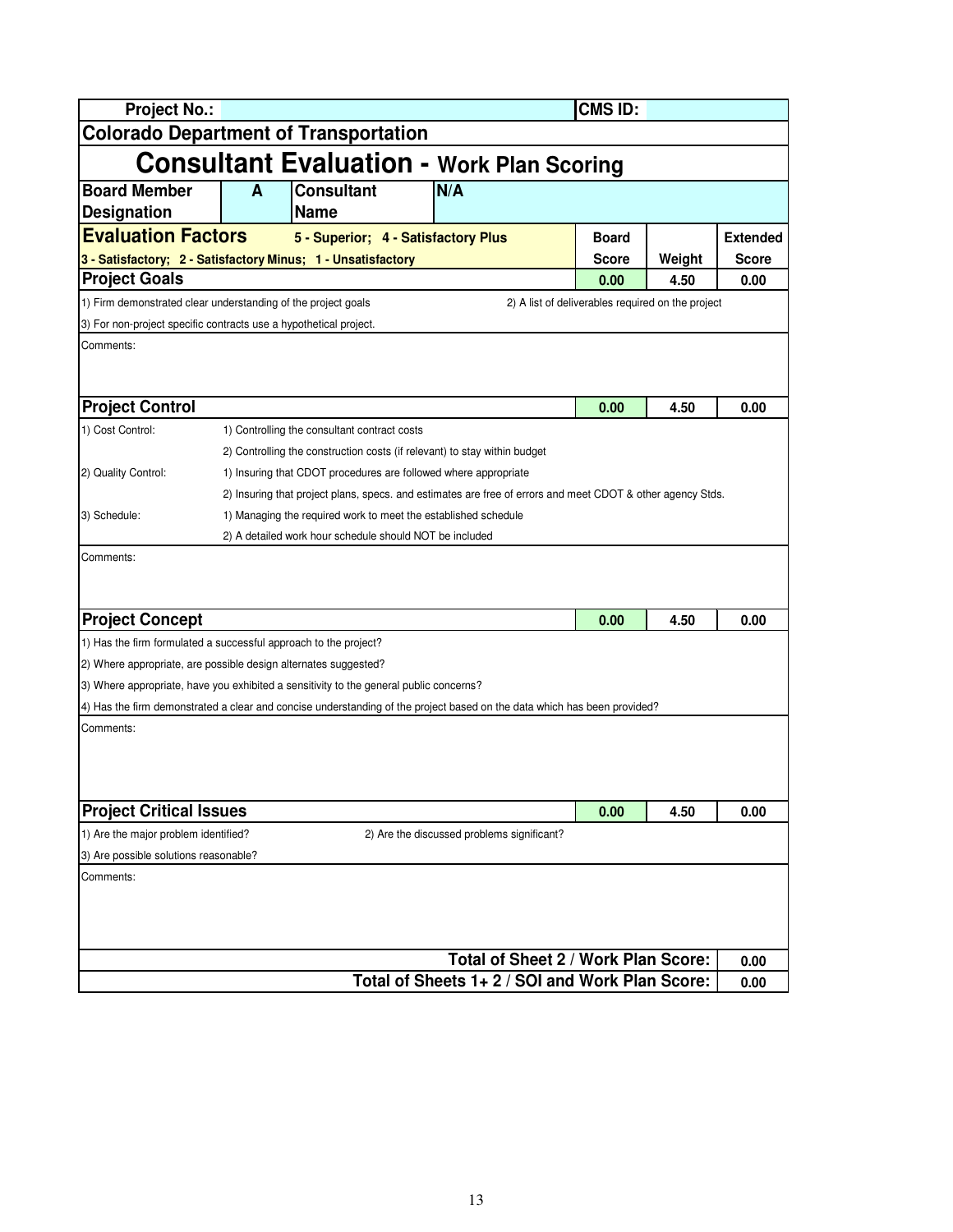| Project No.: | | CMS ID: | |
|---|---|---|---|

**Colorado Department of Transportation**

# Consultant Evaluation - Work Plan Scoring

| Board Member Designation | A | Consultant Name | N/A |
|---|---|---|---|

| Evaluation Factors — 5 - Superior; 4 - Satisfactory Plus; 3 - Satisfactory; 2 - Satisfactory Minus; 1 - Unsatisfactory | Board Score | Weight | Extended Score |
|---|---|---|---|
| **Project Goals** | 0.00 | 4.50 | 0.00 |
| **Project Control** | 0.00 | 4.50 | 0.00 |
| **Project Concept** | 0.00 | 4.50 | 0.00 |
| **Project Critical Issues** | 0.00 | 4.50 | 0.00 |

## Project Goals

1) Firm demonstrated clear understanding of the project goals
2) A list of deliverables required on the project
3) For non-project specific contracts use a hypothetical project.

Comments:

## Project Control

1) Cost Control:
   1) Controlling the consultant contract costs
   2) Controlling the construction costs (if relevant) to stay within budget
2) Quality Control:
   1) Insuring that CDOT procedures are followed where appropriate
   2) Insuring that project plans, specs. and estimates are free of errors and meet CDOT & other agency Stds.
3) Schedule:
   1) Managing the required work to meet the established schedule
   2) A detailed work hour schedule should NOT be included

Comments:

## Project Concept

1) Has the firm formulated a successful approach to the project?
2) Where appropriate, are possible design alternates suggested?
3) Where appropriate, have you exhibited a sensitivity to the general public concerns?
4) Has the firm demonstrated a clear and concise understanding of the project based on the data which has been provided?

Comments:

## Project Critical Issues

1) Are the major problem identified?
2) Are the discussed problems significant?
3) Are possible solutions reasonable?

Comments:

| | |
|---|---|
| **Total of Sheet 2 / Work Plan Score:** | 0.00 |
| **Total of Sheets 1+ 2 / SOI and Work Plan Score:** | 0.00 |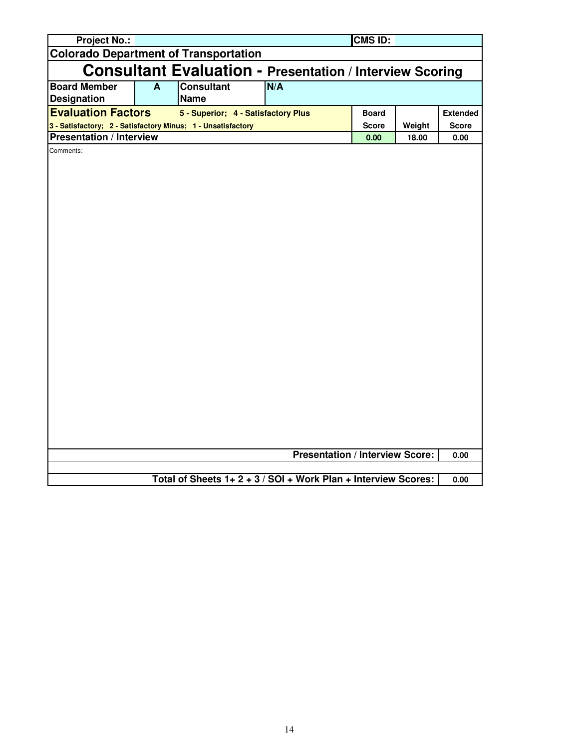| Project No.: | | CMS ID: | | |
|---|---|---|---|---|
| **Colorado Department of Transportation** | | | | |

# Consultant Evaluation - Presentation / Interview Scoring

| Board Member Designation | A | Consultant Name | N/A | | |
|---|---|---|---|---|---|
| **Evaluation Factors** 5 - Superior; 4 - Satisfactory Plus 3 - Satisfactory; 2 - Satisfactory Minus; 1 - Unsatisfactory | | | | | |

| Evaluation Factors | Board Score | Weight | Extended Score |
|---|---|---|---|
| **Presentation / Interview** | 0.00 | 18.00 | 0.00 |

Comments:

| | |
|---|---|
| **Presentation / Interview Score:** | 0.00 |
| **Total of Sheets 1+ 2 + 3 / SOI + Work Plan + Interview Scores:** | 0.00 |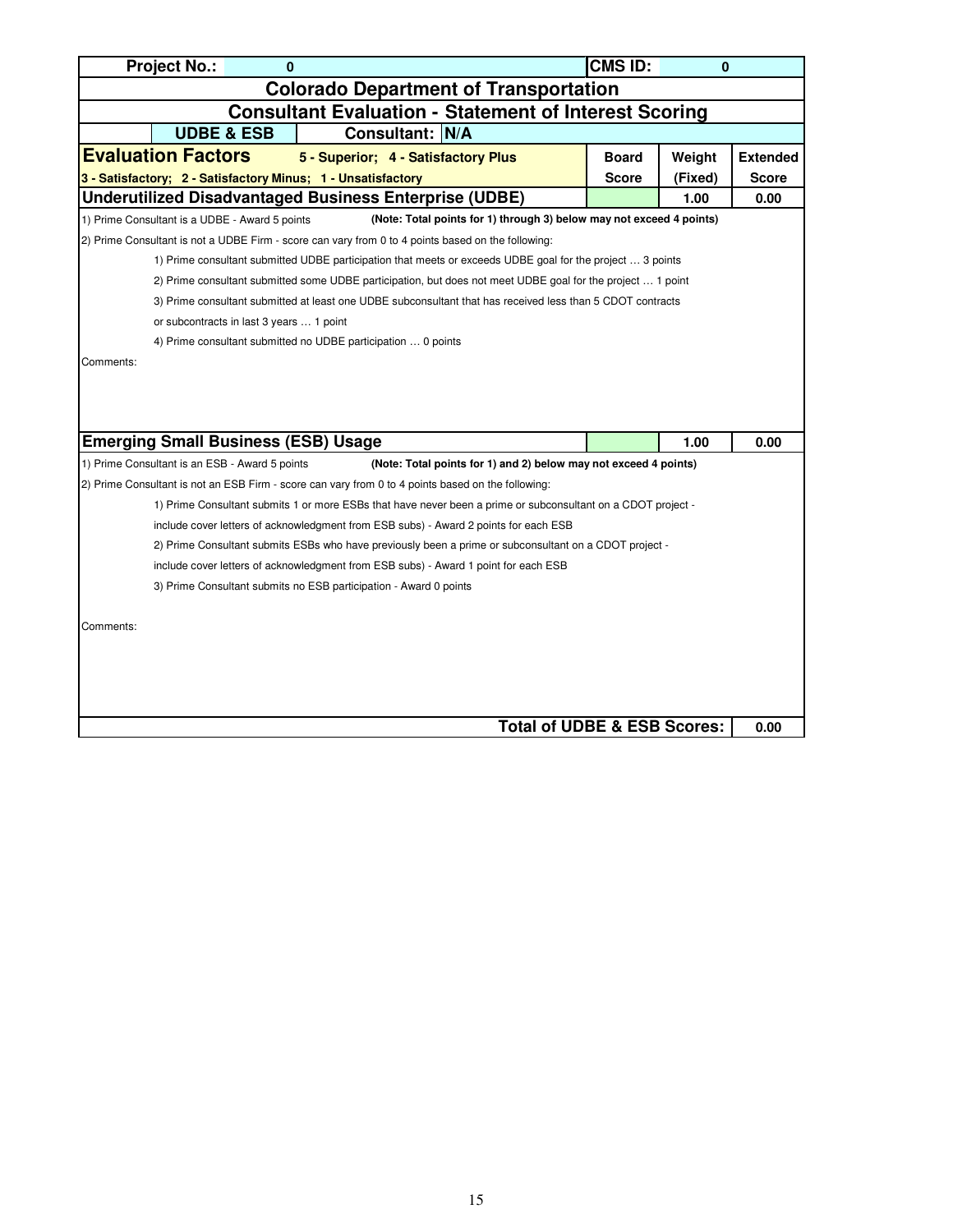| Project No.: | 0 | CMS ID: | 0 |
|---|---|---|---|

## Colorado Department of Transportation

## Consultant Evaluation - Statement of Interest Scoring

**UDBE & ESB** | **Consultant: N/A**

| Evaluation Factors 5 - Superior; 4 - Satisfactory Plus 3 - Satisfactory; 2 - Satisfactory Minus; 1 - Unsatisfactory | Board Score | Weight (Fixed) | Extended Score |
|---|---|---|---|
| **Underutilized Disadvantaged Business Enterprise (UDBE)** | | 1.00 | 0.00 |

1) Prime Consultant is a UDBE - Award 5 points **(Note: Total points for 1) through 3) below may not exceed 4 points)**

2) Prime Consultant is not a UDBE Firm - score can vary from 0 to 4 points based on the following:

1) Prime consultant submitted UDBE participation that meets or exceeds UDBE goal for the project … 3 points

2) Prime consultant submitted some UDBE participation, but does not meet UDBE goal for the project … 1 point

3) Prime consultant submitted at least one UDBE subconsultant that has received less than 5 CDOT contracts or subcontracts in last 3 years … 1 point

4) Prime consultant submitted no UDBE participation … 0 points

Comments:

| | Board Score | Weight (Fixed) | Extended Score |
|---|---|---|---|
| **Emerging Small Business (ESB) Usage** | | 1.00 | 0.00 |

1) Prime Consultant is an ESB - Award 5 points **(Note: Total points for 1) and 2) below may not exceed 4 points)**

2) Prime Consultant is not an ESB Firm - score can vary from 0 to 4 points based on the following:

1) Prime Consultant submits 1 or more ESBs that have never been a prime or subconsultant on a CDOT project - include cover letters of acknowledgment from ESB subs) - Award 2 points for each ESB

2) Prime Consultant submits ESBs who have previously been a prime or subconsultant on a CDOT project - include cover letters of acknowledgment from ESB subs) - Award 1 point for each ESB

3) Prime Consultant submits no ESB participation - Award 0 points

Comments:

| **Total of UDBE & ESB Scores:** | 0.00 |
|---|---|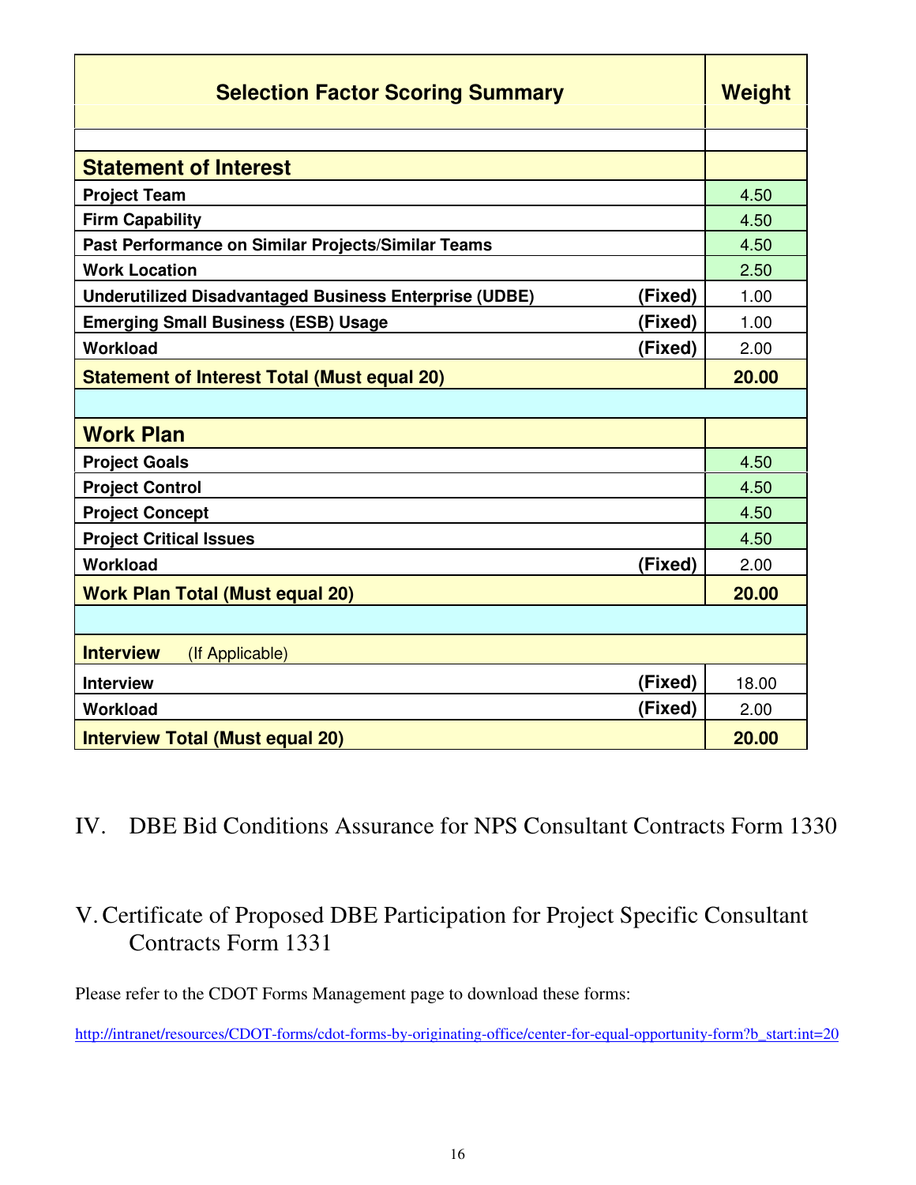| Selection Factor Scoring Summary | | Weight |
|---|---|---|
| | | |
| **Statement of Interest** | | |
| **Project Team** | | 4.50 |
| **Firm Capability** | | 4.50 |
| **Past Performance on Similar Projects/Similar Teams** | | 4.50 |
| **Work Location** | | 2.50 |
| **Underutilized Disadvantaged Business Enterprise (UDBE)** | **(Fixed)** | 1.00 |
| **Emerging Small Business (ESB) Usage** | **(Fixed)** | 1.00 |
| **Workload** | **(Fixed)** | 2.00 |
| **Statement of Interest Total (Must equal 20)** | | **20.00** |
| | | |
| **Work Plan** | | |
| **Project Goals** | | 4.50 |
| **Project Control** | | 4.50 |
| **Project Concept** | | 4.50 |
| **Project Critical Issues** | | 4.50 |
| **Workload** | **(Fixed)** | 2.00 |
| **Work Plan Total (Must equal 20)** | | **20.00** |
| | | |
| **Interview** (If Applicable) | | |
| **Interview** | **(Fixed)** | 18.00 |
| **Workload** | **(Fixed)** | 2.00 |
| **Interview Total (Must equal 20)** | | **20.00** |

# IV. DBE Bid Conditions Assurance for NPS Consultant Contracts Form 1330

# V. Certificate of Proposed DBE Participation for Project Specific Consultant Contracts Form 1331

Please refer to the CDOT Forms Management page to download these forms:

http://intranet/resources/CDOT-forms/cdot-forms-by-originating-office/center-for-equal-opportunity-form?b_start:int=20